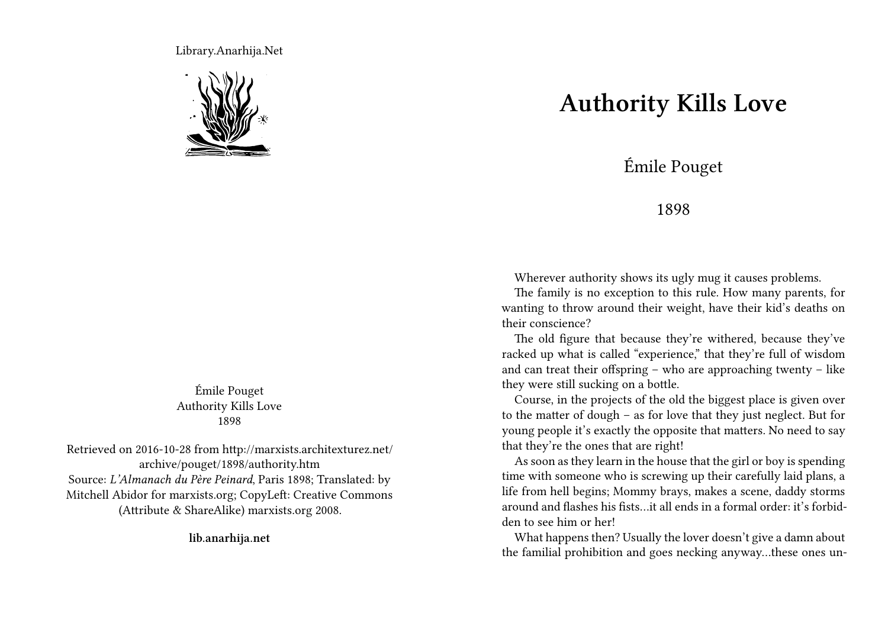Library.Anarhija.Net

Émile Pouget
Authority Kills Love
1898

Retrieved on 2016-10-28 from http://marxists.architexturez.net/archive/pouget/1898/authority.htm
Source: *L'Almanach du Père Peinard*, Paris 1898; Translated: by Mitchell Abidor for marxists.org; CopyLeft: Creative Commons (Attribute & ShareAlike) marxists.org 2008.

**lib.anarhija.net**

# Authority Kills Love

Émile Pouget

1898

Wherever authority shows its ugly mug it causes problems.

The family is no exception to this rule. How many parents, for wanting to throw around their weight, have their kid's deaths on their conscience?

The old figure that because they're withered, because they've racked up what is called "experience," that they're full of wisdom and can treat their offspring – who are approaching twenty – like they were still sucking on a bottle.

Course, in the projects of the old the biggest place is given over to the matter of dough – as for love that they just neglect. But for young people it's exactly the opposite that matters. No need to say that they're the ones that are right!

As soon as they learn in the house that the girl or boy is spending time with someone who is screwing up their carefully laid plans, a life from hell begins; Mommy brays, makes a scene, daddy storms around and flashes his fists…it all ends in a formal order: it's forbidden to see him or her!

What happens then? Usually the lover doesn't give a damn about the familial prohibition and goes necking anyway…these ones un-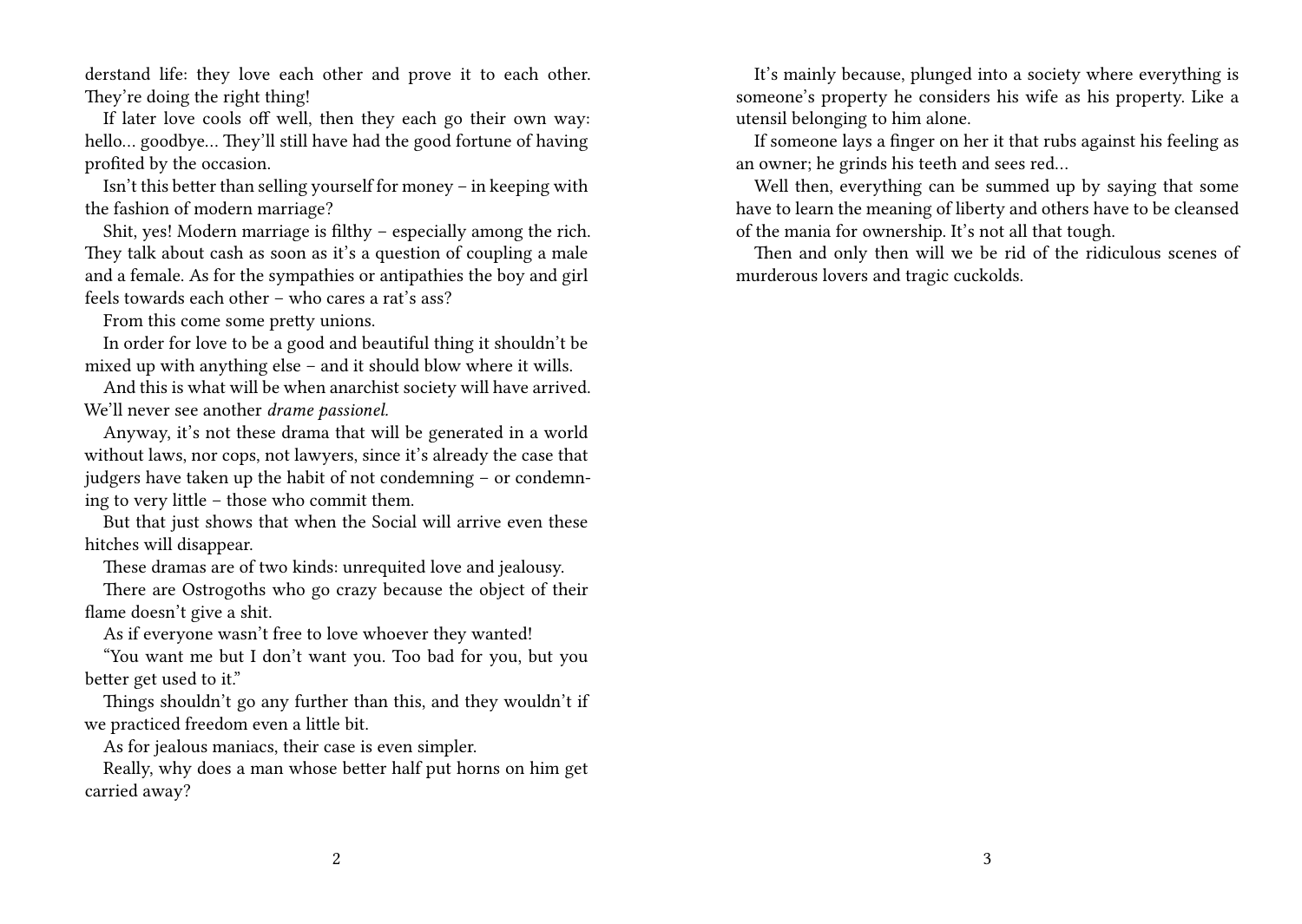derstand life: they love each other and prove it to each other. They're doing the right thing!

If later love cools off well, then they each go their own way: hello… goodbye… They'll still have had the good fortune of having profited by the occasion.

Isn't this better than selling yourself for money – in keeping with the fashion of modern marriage?

Shit, yes! Modern marriage is filthy – especially among the rich. They talk about cash as soon as it's a question of coupling a male and a female. As for the sympathies or antipathies the boy and girl feels towards each other – who cares a rat's ass?

From this come some pretty unions.

In order for love to be a good and beautiful thing it shouldn't be mixed up with anything else – and it should blow where it wills.

And this is what will be when anarchist society will have arrived. We'll never see another *drame passionel.*

Anyway, it's not these drama that will be generated in a world without laws, nor cops, not lawyers, since it's already the case that judgers have taken up the habit of not condemning – or condemning to very little – those who commit them.

But that just shows that when the Social will arrive even these hitches will disappear.

These dramas are of two kinds: unrequited love and jealousy.

There are Ostrogoths who go crazy because the object of their flame doesn't give a shit.

As if everyone wasn't free to love whoever they wanted!

"You want me but I don't want you. Too bad for you, but you better get used to it."

Things shouldn't go any further than this, and they wouldn't if we practiced freedom even a little bit.

As for jealous maniacs, their case is even simpler.

Really, why does a man whose better half put horns on him get carried away?

It's mainly because, plunged into a society where everything is someone's property he considers his wife as his property. Like a utensil belonging to him alone.

If someone lays a finger on her it that rubs against his feeling as an owner; he grinds his teeth and sees red…

Well then, everything can be summed up by saying that some have to learn the meaning of liberty and others have to be cleansed of the mania for ownership. It's not all that tough.

Then and only then will we be rid of the ridiculous scenes of murderous lovers and tragic cuckolds.